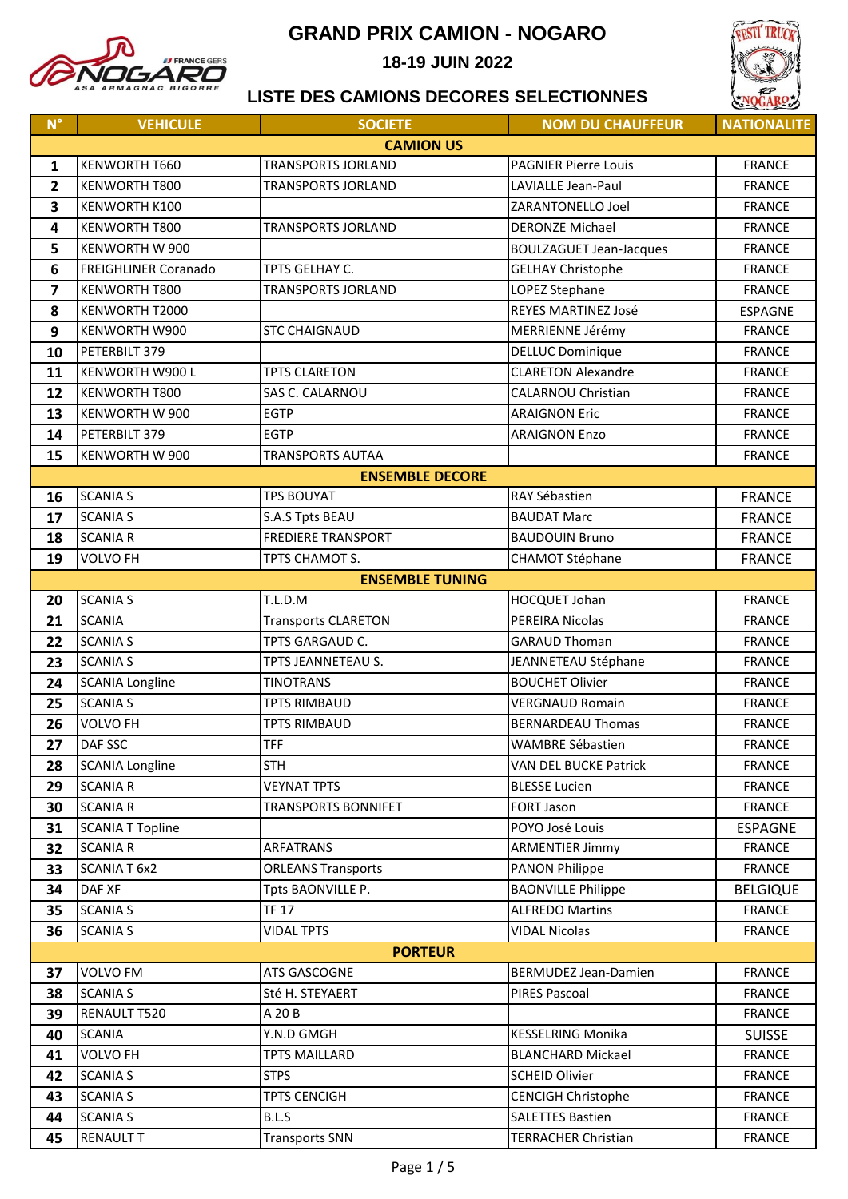# GRAND PRIX CAMION - NOGARO

## 18-19 JUIN 2022

## LISTE DES CAMIONS DECORES SELECTIONNES

| N° | VEHICULE | SOCIETE | NOM DU CHAUFFEUR | NATIONALITE |
|---|---|---|---|---|
| | | **CAMION US** | | |
| 1 | KENWORTH T660 | TRANSPORTS JORLAND | PAGNIER Pierre Louis | FRANCE |
| 2 | KENWORTH T800 | TRANSPORTS JORLAND | LAVIALLE Jean-Paul | FRANCE |
| 3 | KENWORTH K100 | | ZARANTONELLO Joel | FRANCE |
| 4 | KENWORTH T800 | TRANSPORTS JORLAND | DERONZE Michael | FRANCE |
| 5 | KENWORTH W 900 | | BOULZAGUET Jean-Jacques | FRANCE |
| 6 | FREIGHLINER Coranado | TPTS GELHAY C. | GELHAY Christophe | FRANCE |
| 7 | KENWORTH T800 | TRANSPORTS JORLAND | LOPEZ Stephane | FRANCE |
| 8 | KENWORTH T2000 | | REYES MARTINEZ José | ESPAGNE |
| 9 | KENWORTH W900 | STC CHAIGNAUD | MERRIENNE Jérémy | FRANCE |
| 10 | PETERBILT 379 | | DELLUC Dominique | FRANCE |
| 11 | KENWORTH W900 L | TPTS CLARETON | CLARETON Alexandre | FRANCE |
| 12 | KENWORTH T800 | SAS C. CALARNOU | CALARNOU Christian | FRANCE |
| 13 | KENWORTH W 900 | EGTP | ARAIGNON Eric | FRANCE |
| 14 | PETERBILT 379 | EGTP | ARAIGNON Enzo | FRANCE |
| 15 | KENWORTH W 900 | TRANSPORTS AUTAA | | FRANCE |
| | | **ENSEMBLE DECORE** | | |
| 16 | SCANIA S | TPS BOUYAT | RAY Sébastien | FRANCE |
| 17 | SCANIA S | S.A.S Tpts BEAU | BAUDAT Marc | FRANCE |
| 18 | SCANIA R | FREDIERE TRANSPORT | BAUDOUIN Bruno | FRANCE |
| 19 | VOLVO FH | TPTS CHAMOT S. | CHAMOT Stéphane | FRANCE |
| | | **ENSEMBLE TUNING** | | |
| 20 | SCANIA S | T.L.D.M | HOCQUET Johan | FRANCE |
| 21 | SCANIA | Transports CLARETON | PEREIRA Nicolas | FRANCE |
| 22 | SCANIA S | TPTS GARGAUD C. | GARAUD Thoman | FRANCE |
| 23 | SCANIA S | TPTS JEANNETEAU S. | JEANNETEAU Stéphane | FRANCE |
| 24 | SCANIA Longline | TINOTRANS | BOUCHET Olivier | FRANCE |
| 25 | SCANIA S | TPTS RIMBAUD | VERGNAUD Romain | FRANCE |
| 26 | VOLVO FH | TPTS RIMBAUD | BERNARDEAU Thomas | FRANCE |
| 27 | DAF SSC | TFF | WAMBRE Sébastien | FRANCE |
| 28 | SCANIA Longline | STH | VAN DEL BUCKE Patrick | FRANCE |
| 29 | SCANIA R | VEYNAT TPTS | BLESSE Lucien | FRANCE |
| 30 | SCANIA R | TRANSPORTS BONNIFET | FORT Jason | FRANCE |
| 31 | SCANIA T Topline | | POYO José Louis | ESPAGNE |
| 32 | SCANIA R | ARFATRANS | ARMENTIER Jimmy | FRANCE |
| 33 | SCANIA T 6x2 | ORLEANS Transports | PANON Philippe | FRANCE |
| 34 | DAF XF | Tpts BAONVILLE P. | BAONVILLE Philippe | BELGIQUE |
| 35 | SCANIA S | TF 17 | ALFREDO Martins | FRANCE |
| 36 | SCANIA S | VIDAL TPTS | VIDAL Nicolas | FRANCE |
| | | **PORTEUR** | | |
| 37 | VOLVO FM | ATS GASCOGNE | BERMUDEZ Jean-Damien | FRANCE |
| 38 | SCANIA S | Sté H. STEYAERT | PIRES Pascoal | FRANCE |
| 39 | RENAULT T520 | A 20 B | | FRANCE |
| 40 | SCANIA | Y.N.D GMGH | KESSELRING Monika | SUISSE |
| 41 | VOLVO FH | TPTS MAILLARD | BLANCHARD Mickael | FRANCE |
| 42 | SCANIA S | STPS | SCHEID Olivier | FRANCE |
| 43 | SCANIA S | TPTS CENCIGH | CENCIGH Christophe | FRANCE |
| 44 | SCANIA S | B.L.S | SALETTES Bastien | FRANCE |
| 45 | RENAULT T | Transports SNN | TERRACHER Christian | FRANCE |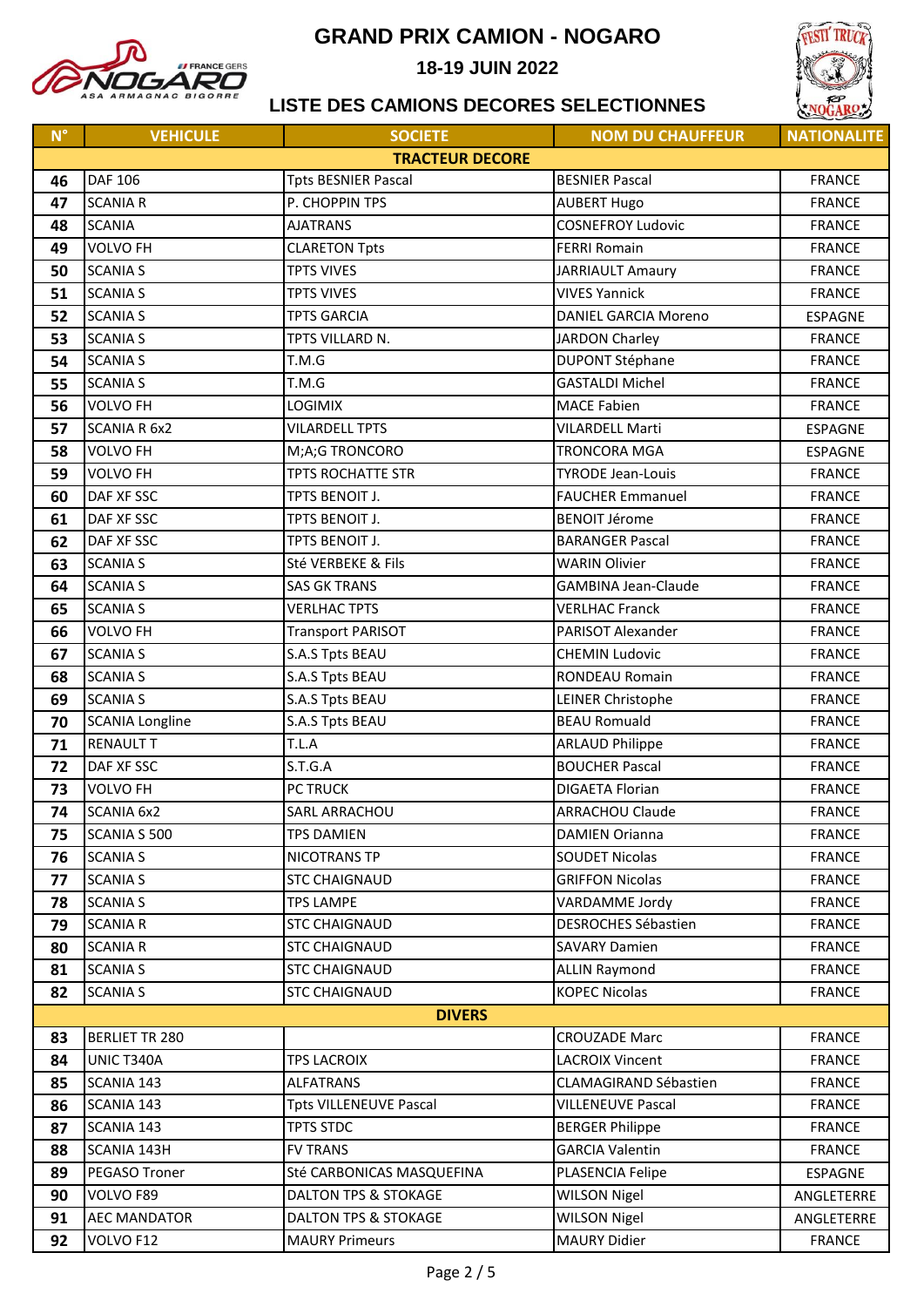# GRAND PRIX CAMION - NOGARO

## 18-19 JUIN 2022

## LISTE DES CAMIONS DECORES SELECTIONNES

| N° | VEHICULE | SOCIETE | NOM DU CHAUFFEUR | NATIONALITE |
|---|---|---|---|---|
| | | **TRACTEUR DECORE** | | |
| 46 | DAF 106 | Tpts BESNIER Pascal | BESNIER Pascal | FRANCE |
| 47 | SCANIA R | P. CHOPPIN TPS | AUBERT Hugo | FRANCE |
| 48 | SCANIA | AJATRANS | COSNEFROY Ludovic | FRANCE |
| 49 | VOLVO FH | CLARETON Tpts | FERRI Romain | FRANCE |
| 50 | SCANIA S | TPTS VIVES | JARRIAULT Amaury | FRANCE |
| 51 | SCANIA S | TPTS VIVES | VIVES Yannick | FRANCE |
| 52 | SCANIA S | TPTS GARCIA | DANIEL GARCIA Moreno | ESPAGNE |
| 53 | SCANIA S | TPTS VILLARD N. | JARDON Charley | FRANCE |
| 54 | SCANIA S | T.M.G | DUPONT Stéphane | FRANCE |
| 55 | SCANIA S | T.M.G | GASTALDI Michel | FRANCE |
| 56 | VOLVO FH | LOGIMIX | MACE Fabien | FRANCE |
| 57 | SCANIA R 6x2 | VILARDELL TPTS | VILARDELL Marti | ESPAGNE |
| 58 | VOLVO FH | M;A;G TRONCORO | TRONCORA MGA | ESPAGNE |
| 59 | VOLVO FH | TPTS ROCHATTE STR | TYRODE Jean-Louis | FRANCE |
| 60 | DAF XF SSC | TPTS BENOIT J. | FAUCHER Emmanuel | FRANCE |
| 61 | DAF XF SSC | TPTS BENOIT J. | BENOIT Jérome | FRANCE |
| 62 | DAF XF SSC | TPTS BENOIT J. | BARANGER Pascal | FRANCE |
| 63 | SCANIA S | Sté VERBEKE & Fils | WARIN Olivier | FRANCE |
| 64 | SCANIA S | SAS GK TRANS | GAMBINA Jean-Claude | FRANCE |
| 65 | SCANIA S | VERLHAC TPTS | VERLHAC Franck | FRANCE |
| 66 | VOLVO FH | Transport PARISOT | PARISOT Alexander | FRANCE |
| 67 | SCANIA S | S.A.S Tpts BEAU | CHEMIN Ludovic | FRANCE |
| 68 | SCANIA S | S.A.S Tpts BEAU | RONDEAU Romain | FRANCE |
| 69 | SCANIA S | S.A.S Tpts BEAU | LEINER Christophe | FRANCE |
| 70 | SCANIA Longline | S.A.S Tpts BEAU | BEAU Romuald | FRANCE |
| 71 | RENAULT T | T.L.A | ARLAUD Philippe | FRANCE |
| 72 | DAF XF SSC | S.T.G.A | BOUCHER Pascal | FRANCE |
| 73 | VOLVO FH | PC TRUCK | DIGAETA Florian | FRANCE |
| 74 | SCANIA 6x2 | SARL ARRACHOU | ARRACHOU Claude | FRANCE |
| 75 | SCANIA S 500 | TPS DAMIEN | DAMIEN Orianna | FRANCE |
| 76 | SCANIA S | NICOTRANS TP | SOUDET Nicolas | FRANCE |
| 77 | SCANIA S | STC CHAIGNAUD | GRIFFON Nicolas | FRANCE |
| 78 | SCANIA S | TPS LAMPE | VARDAMME Jordy | FRANCE |
| 79 | SCANIA R | STC CHAIGNAUD | DESROCHES Sébastien | FRANCE |
| 80 | SCANIA R | STC CHAIGNAUD | SAVARY Damien | FRANCE |
| 81 | SCANIA S | STC CHAIGNAUD | ALLIN Raymond | FRANCE |
| 82 | SCANIA S | STC CHAIGNAUD | KOPEC Nicolas | FRANCE |
| | | **DIVERS** | | |
| 83 | BERLIET TR 280 | | CROUZADE Marc | FRANCE |
| 84 | UNIC T340A | TPS LACROIX | LACROIX Vincent | FRANCE |
| 85 | SCANIA 143 | ALFATRANS | CLAMAGIRAND Sébastien | FRANCE |
| 86 | SCANIA 143 | Tpts VILLENEUVE Pascal | VILLENEUVE Pascal | FRANCE |
| 87 | SCANIA 143 | TPTS STDC | BERGER Philippe | FRANCE |
| 88 | SCANIA 143H | FV TRANS | GARCIA Valentin | FRANCE |
| 89 | PEGASO Troner | Sté CARBONICAS MASQUEFINA | PLASENCIA Felipe | ESPAGNE |
| 90 | VOLVO F89 | DALTON TPS & STOKAGE | WILSON Nigel | ANGLETERRE |
| 91 | AEC MANDATOR | DALTON TPS & STOKAGE | WILSON Nigel | ANGLETERRE |
| 92 | VOLVO F12 | MAURY Primeurs | MAURY Didier | FRANCE |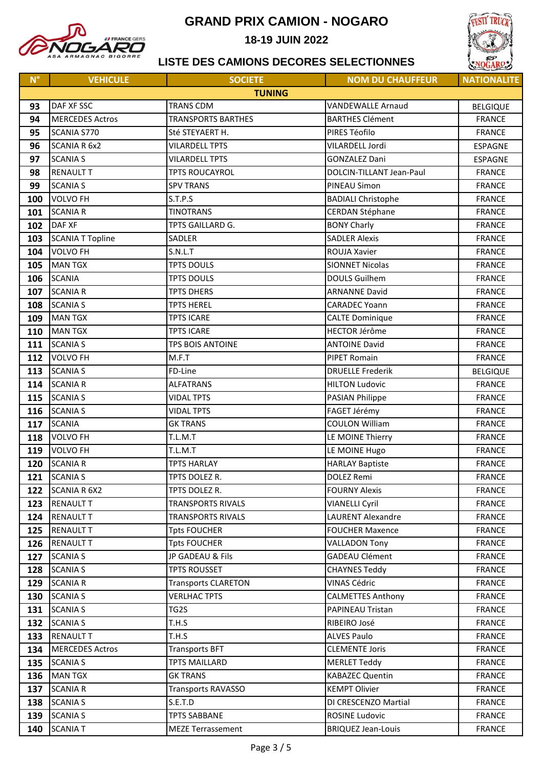# GRAND PRIX CAMION - NOGARO

**18-19 JUIN 2022**

## LISTE DES CAMIONS DECORES SELECTIONNES

| N° | VEHICULE | SOCIETE | NOM DU CHAUFFEUR | NATIONALITE |
|---|---|---|---|---|
| **TUNING** | | | | |
| 93 | DAF XF SSC | TRANS CDM | VANDEWALLE Arnaud | BELGIQUE |
| 94 | MERCEDES Actros | TRANSPORTS BARTHES | BARTHES Clément | FRANCE |
| 95 | SCANIA S770 | Sté STEYAERT H. | PIRES Téofilo | FRANCE |
| 96 | SCANIA R 6x2 | VILARDELL TPTS | VILARDELL Jordi | ESPAGNE |
| 97 | SCANIA S | VILARDELL TPTS | GONZALEZ Dani | ESPAGNE |
| 98 | RENAULT T | TPTS ROUCAYROL | DOLCIN-TILLANT Jean-Paul | FRANCE |
| 99 | SCANIA S | SPV TRANS | PINEAU Simon | FRANCE |
| 100 | VOLVO FH | S.T.P.S | BADIALI Christophe | FRANCE |
| 101 | SCANIA R | TINOTRANS | CERDAN Stéphane | FRANCE |
| 102 | DAF XF | TPTS GAILLARD G. | BONY Charly | FRANCE |
| 103 | SCANIA T Topline | SADLER | SADLER Alexis | FRANCE |
| 104 | VOLVO FH | S.N.L.T | ROUJA Xavier | FRANCE |
| 105 | MAN TGX | TPTS DOULS | SIONNET Nicolas | FRANCE |
| 106 | SCANIA | TPTS DOULS | DOULS Guilhem | FRANCE |
| 107 | SCANIA R | TPTS DHERS | ARNANNE David | FRANCE |
| 108 | SCANIA S | TPTS HEREL | CARADEC Yoann | FRANCE |
| 109 | MAN TGX | TPTS ICARE | CALTE Dominique | FRANCE |
| 110 | MAN TGX | TPTS ICARE | HECTOR Jérôme | FRANCE |
| 111 | SCANIA S | TPS BOIS ANTOINE | ANTOINE David | FRANCE |
| 112 | VOLVO FH | M.F.T | PIPET Romain | FRANCE |
| 113 | SCANIA S | FD-Line | DRUELLE Frederik | BELGIQUE |
| 114 | SCANIA R | ALFATRANS | HILTON Ludovic | FRANCE |
| 115 | SCANIA S | VIDAL TPTS | PASIAN Philippe | FRANCE |
| 116 | SCANIA S | VIDAL TPTS | FAGET Jérémy | FRANCE |
| 117 | SCANIA | GK TRANS | COULON William | FRANCE |
| 118 | VOLVO FH | T.L.M.T | LE MOINE Thierry | FRANCE |
| 119 | VOLVO FH | T.L.M.T | LE MOINE Hugo | FRANCE |
| 120 | SCANIA R | TPTS HARLAY | HARLAY Baptiste | FRANCE |
| 121 | SCANIA S | TPTS DOLEZ R. | DOLEZ Remi | FRANCE |
| 122 | SCANIA R 6X2 | TPTS DOLEZ R. | FOURNY Alexis | FRANCE |
| 123 | RENAULT T | TRANSPORTS RIVALS | VIANELLI Cyril | FRANCE |
| 124 | RENAULT T | TRANSPORTS RIVALS | LAURENT Alexandre | FRANCE |
| 125 | RENAULT T | Tpts FOUCHER | FOUCHER Maxence | FRANCE |
| 126 | RENAULT T | Tpts FOUCHER | VALLADON Tony | FRANCE |
| 127 | SCANIA S | JP GADEAU & Fils | GADEAU Clément | FRANCE |
| 128 | SCANIA S | TPTS ROUSSET | CHAYNES Teddy | FRANCE |
| 129 | SCANIA R | Transports CLARETON | VINAS Cédric | FRANCE |
| 130 | SCANIA S | VERLHAC TPTS | CALMETTES Anthony | FRANCE |
| 131 | SCANIA S | TG2S | PAPINEAU Tristan | FRANCE |
| 132 | SCANIA S | T.H.S | RIBEIRO José | FRANCE |
| 133 | RENAULT T | T.H.S | ALVES Paulo | FRANCE |
| 134 | MERCEDES Actros | Transports BFT | CLEMENTE Joris | FRANCE |
| 135 | SCANIA S | TPTS MAILLARD | MERLET Teddy | FRANCE |
| 136 | MAN TGX | GK TRANS | KABAZEC Quentin | FRANCE |
| 137 | SCANIA R | Transports RAVASSO | KEMPT Olivier | FRANCE |
| 138 | SCANIA S | S.E.T.D | DI CRESCENZO Martial | FRANCE |
| 139 | SCANIA S | TPTS SABBANE | ROSINE Ludovic | FRANCE |
| 140 | SCANIA T | MEZE Terrassement | BRIQUEZ Jean-Louis | FRANCE |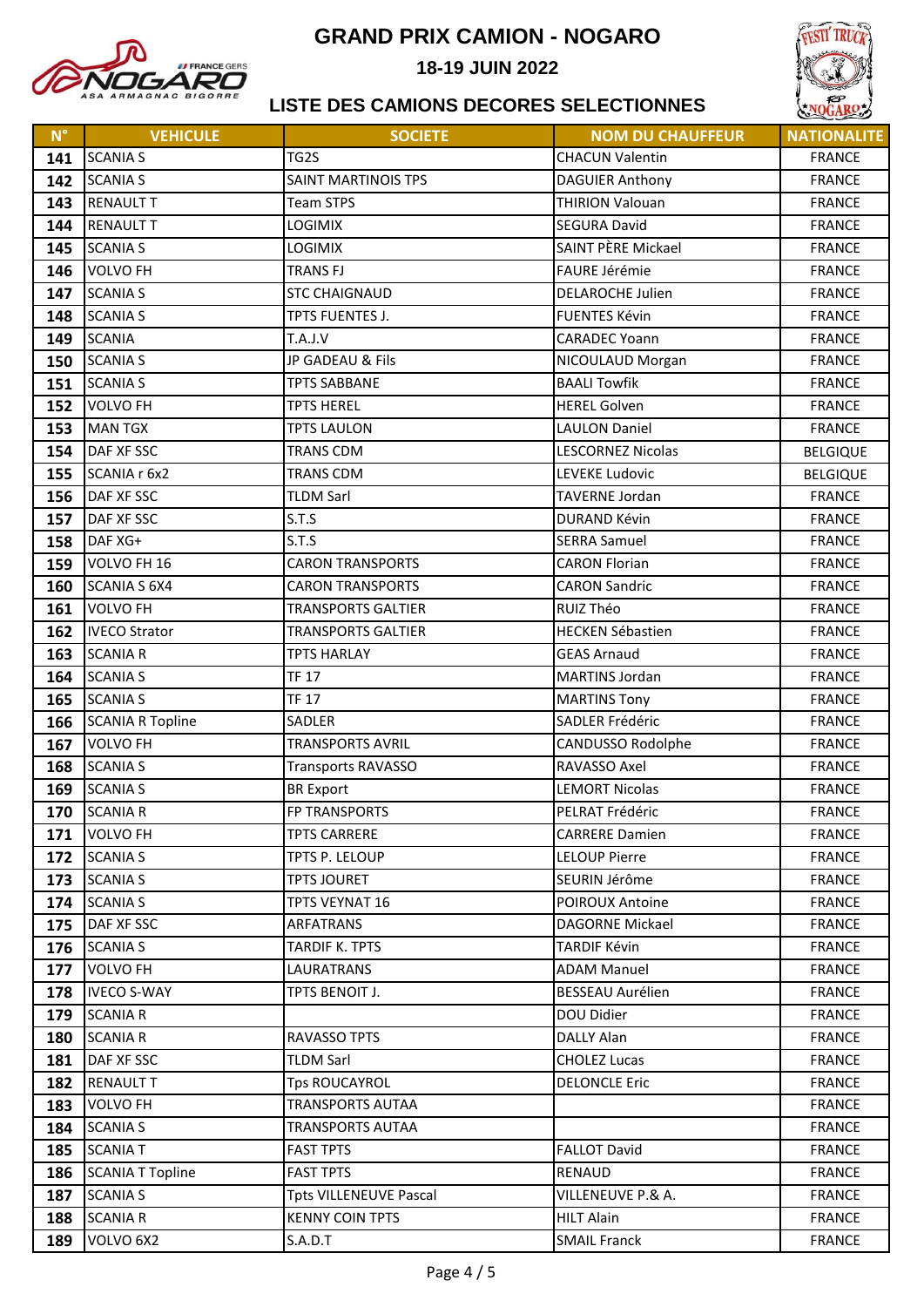# GRAND PRIX CAMION - NOGARO

## 18-19 JUIN 2022

### LISTE DES CAMIONS DECORES SELECTIONNES

| N° | VEHICULE | SOCIETE | NOM DU CHAUFFEUR | NATIONALITE |
|---|---|---|---|---|
| 141 | SCANIA S | TG2S | CHACUN Valentin | FRANCE |
| 142 | SCANIA S | SAINT MARTINOIS TPS | DAGUIER Anthony | FRANCE |
| 143 | RENAULT T | Team STPS | THIRION Valouan | FRANCE |
| 144 | RENAULT T | LOGIMIX | SEGURA David | FRANCE |
| 145 | SCANIA S | LOGIMIX | SAINT PÈRE Mickael | FRANCE |
| 146 | VOLVO FH | TRANS FJ | FAURE Jérémie | FRANCE |
| 147 | SCANIA S | STC CHAIGNAUD | DELAROCHE Julien | FRANCE |
| 148 | SCANIA S | TPTS FUENTES J. | FUENTES Kévin | FRANCE |
| 149 | SCANIA | T.A.J.V | CARADEC Yoann | FRANCE |
| 150 | SCANIA S | JP GADEAU & Fils | NICOULAUD Morgan | FRANCE |
| 151 | SCANIA S | TPTS SABBANE | BAALI Towfik | FRANCE |
| 152 | VOLVO FH | TPTS HEREL | HEREL Golven | FRANCE |
| 153 | MAN TGX | TPTS LAULON | LAULON Daniel | FRANCE |
| 154 | DAF XF SSC | TRANS CDM | LESCORNEZ Nicolas | BELGIQUE |
| 155 | SCANIA r 6x2 | TRANS CDM | LEVEKE Ludovic | BELGIQUE |
| 156 | DAF XF SSC | TLDM Sarl | TAVERNE Jordan | FRANCE |
| 157 | DAF XF SSC | S.T.S | DURAND Kévin | FRANCE |
| 158 | DAF XG+ | S.T.S | SERRA Samuel | FRANCE |
| 159 | VOLVO FH 16 | CARON TRANSPORTS | CARON Florian | FRANCE |
| 160 | SCANIA S 6X4 | CARON TRANSPORTS | CARON Sandric | FRANCE |
| 161 | VOLVO FH | TRANSPORTS GALTIER | RUIZ Théo | FRANCE |
| 162 | IVECO Strator | TRANSPORTS GALTIER | HECKEN Sébastien | FRANCE |
| 163 | SCANIA R | TPTS HARLAY | GEAS Arnaud | FRANCE |
| 164 | SCANIA S | TF 17 | MARTINS Jordan | FRANCE |
| 165 | SCANIA S | TF 17 | MARTINS Tony | FRANCE |
| 166 | SCANIA R Topline | SADLER | SADLER Frédéric | FRANCE |
| 167 | VOLVO FH | TRANSPORTS AVRIL | CANDUSSO Rodolphe | FRANCE |
| 168 | SCANIA S | Transports RAVASSO | RAVASSO Axel | FRANCE |
| 169 | SCANIA S | BR Export | LEMORT Nicolas | FRANCE |
| 170 | SCANIA R | FP TRANSPORTS | PELRAT Frédéric | FRANCE |
| 171 | VOLVO FH | TPTS CARRERE | CARRERE Damien | FRANCE |
| 172 | SCANIA S | TPTS P. LELOUP | LELOUP Pierre | FRANCE |
| 173 | SCANIA S | TPTS JOURET | SEURIN Jérôme | FRANCE |
| 174 | SCANIA S | TPTS VEYNAT 16 | POIROUX Antoine | FRANCE |
| 175 | DAF XF SSC | ARFATRANS | DAGORNE Mickael | FRANCE |
| 176 | SCANIA S | TARDIF K. TPTS | TARDIF Kévin | FRANCE |
| 177 | VOLVO FH | LAURATRANS | ADAM Manuel | FRANCE |
| 178 | IVECO S-WAY | TPTS BENOIT J. | BESSEAU Aurélien | FRANCE |
| 179 | SCANIA R | | DOU Didier | FRANCE |
| 180 | SCANIA R | RAVASSO TPTS | DALLY Alan | FRANCE |
| 181 | DAF XF SSC | TLDM Sarl | CHOLEZ Lucas | FRANCE |
| 182 | RENAULT T | Tps ROUCAYROL | DELONCLE Eric | FRANCE |
| 183 | VOLVO FH | TRANSPORTS AUTAA | | FRANCE |
| 184 | SCANIA S | TRANSPORTS AUTAA | | FRANCE |
| 185 | SCANIA T | FAST TPTS | FALLOT David | FRANCE |
| 186 | SCANIA T Topline | FAST TPTS | RENAUD | FRANCE |
| 187 | SCANIA S | Tpts VILLENEUVE Pascal | VILLENEUVE P.& A. | FRANCE |
| 188 | SCANIA R | KENNY COIN TPTS | HILT Alain | FRANCE |
| 189 | VOLVO 6X2 | S.A.D.T | SMAIL Franck | FRANCE |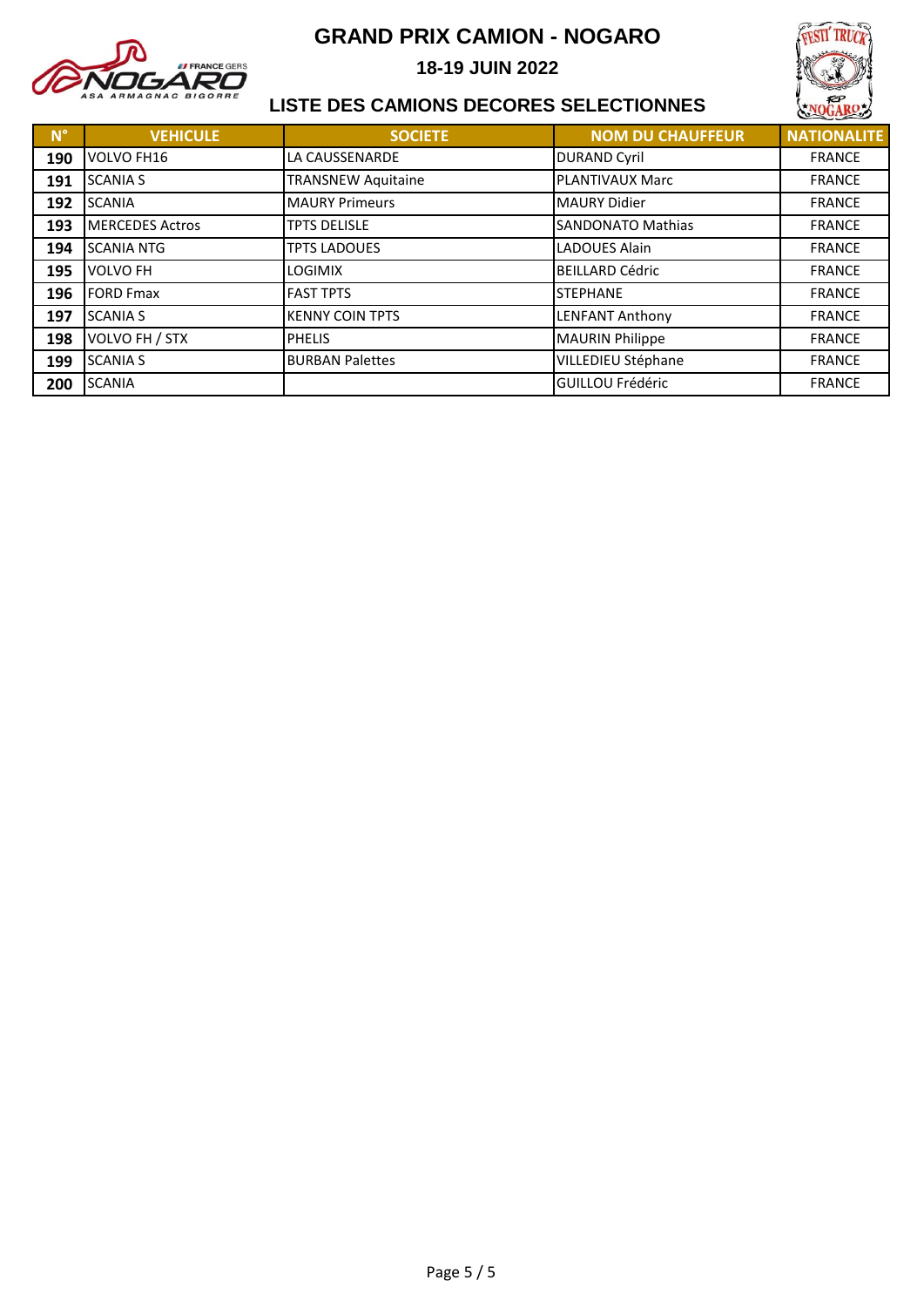# GRAND PRIX CAMION - NOGARO

## 18-19 JUIN 2022

### LISTE DES CAMIONS DECORES SELECTIONNES

| N° | VEHICULE | SOCIETE | NOM DU CHAUFFEUR | NATIONALITE |
|---|---|---|---|---|
| **190** | VOLVO FH16 | LA CAUSSENARDE | DURAND Cyril | FRANCE |
| **191** | SCANIA S | TRANSNEW Aquitaine | PLANTIVAUX Marc | FRANCE |
| **192** | SCANIA | MAURY Primeurs | MAURY Didier | FRANCE |
| **193** | MERCEDES Actros | TPTS DELISLE | SANDONATO Mathias | FRANCE |
| **194** | SCANIA NTG | TPTS LADOUES | LADOUES Alain | FRANCE |
| **195** | VOLVO FH | LOGIMIX | BEILLARD Cédric | FRANCE |
| **196** | FORD Fmax | FAST TPTS | STEPHANE | FRANCE |
| **197** | SCANIA S | KENNY COIN TPTS | LENFANT Anthony | FRANCE |
| **198** | VOLVO FH / STX | PHELIS | MAURIN Philippe | FRANCE |
| **199** | SCANIA S | BURBAN Palettes | VILLEDIEU Stéphane | FRANCE |
| **200** | SCANIA | | GUILLOU Frédéric | FRANCE |